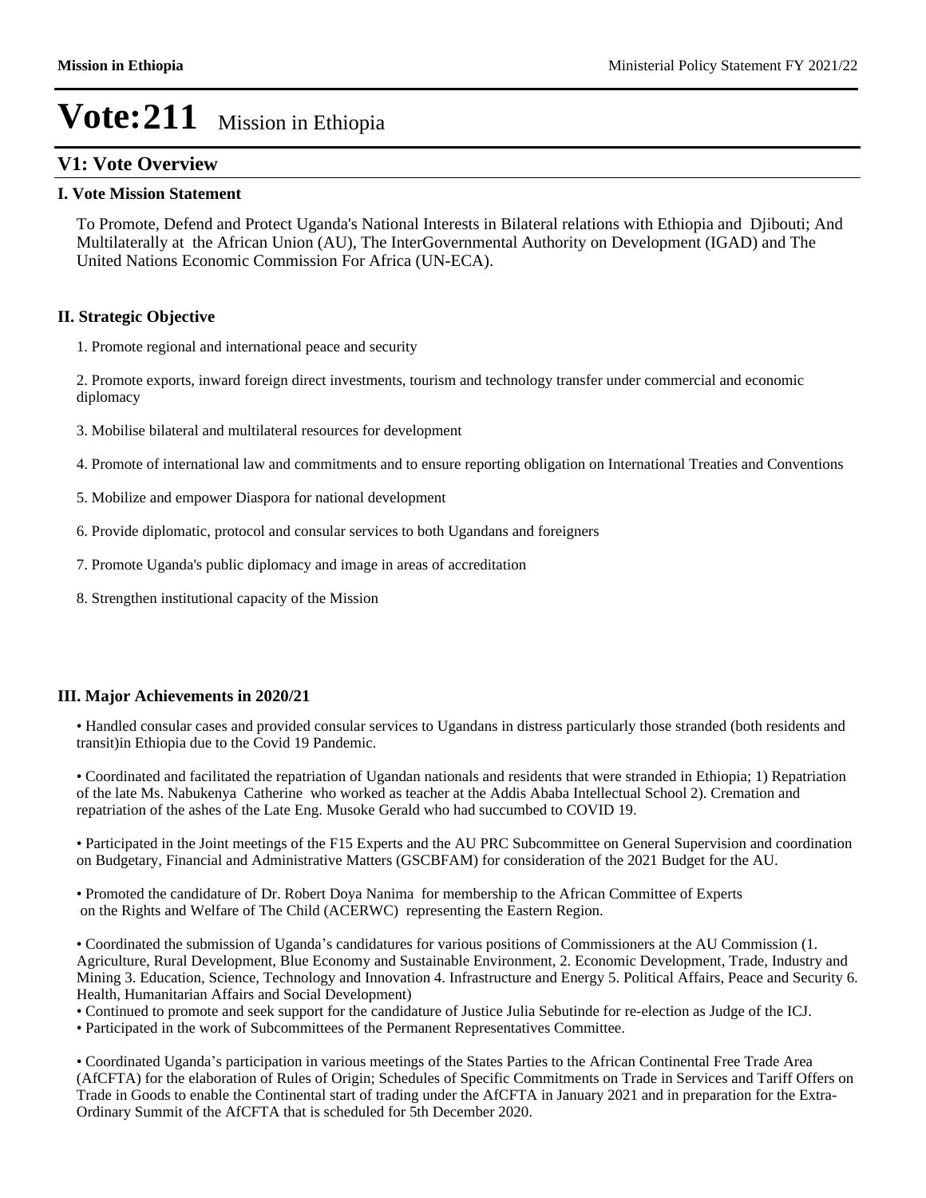# Vote:211 Mission in Ethiopia

## V1: Vote Overview

### I. Vote Mission Statement

To Promote, Defend and Protect Uganda's National Interests in Bilateral relations with Ethiopia and Djibouti; And Multilaterally at the African Union (AU), The InterGovernmental Authority on Development (IGAD) and The United Nations Economic Commission For Africa (UN-ECA).

### II. Strategic Objective

1. Promote regional and international peace and security

2. Promote exports, inward foreign direct investments, tourism and technology transfer under commercial and economic diplomacy

3. Mobilise bilateral and multilateral resources for development

4. Promote of international law and commitments and to ensure reporting obligation on International Treaties and Conventions

5. Mobilize and empower Diaspora for national development

6. Provide diplomatic, protocol and consular services to both Ugandans and foreigners

7. Promote Uganda's public diplomacy and image in areas of accreditation

8. Strengthen institutional capacity of the Mission

### III. Major Achievements in 2020/21

• Handled consular cases and provided consular services to Ugandans in distress particularly those stranded (both residents and transit)in Ethiopia due to the Covid 19 Pandemic.

• Coordinated and facilitated the repatriation of Ugandan nationals and residents that were stranded in Ethiopia; 1) Repatriation of the late Ms. Nabukenya Catherine who worked as teacher at the Addis Ababa Intellectual School 2). Cremation and repatriation of the ashes of the Late Eng. Musoke Gerald who had succumbed to COVID 19.

• Participated in the Joint meetings of the F15 Experts and the AU PRC Subcommittee on General Supervision and coordination on Budgetary, Financial and Administrative Matters (GSCBFAM) for consideration of the 2021 Budget for the AU.

• Promoted the candidature of Dr. Robert Doya Nanima for membership to the African Committee of Experts on the Rights and Welfare of The Child (ACERWC) representing the Eastern Region.

• Coordinated the submission of Uganda's candidatures for various positions of Commissioners at the AU Commission (1. Agriculture, Rural Development, Blue Economy and Sustainable Environment, 2. Economic Development, Trade, Industry and Mining 3. Education, Science, Technology and Innovation 4. Infrastructure and Energy 5. Political Affairs, Peace and Security 6. Health, Humanitarian Affairs and Social Development)

• Continued to promote and seek support for the candidature of Justice Julia Sebutinde for re-election as Judge of the ICJ.

• Participated in the work of Subcommittees of the Permanent Representatives Committee.

• Coordinated Uganda's participation in various meetings of the States Parties to the African Continental Free Trade Area (AfCFTA) for the elaboration of Rules of Origin; Schedules of Specific Commitments on Trade in Services and Tariff Offers on Trade in Goods to enable the Continental start of trading under the AfCFTA in January 2021 and in preparation for the Extra-Ordinary Summit of the AfCFTA that is scheduled for 5th December 2020.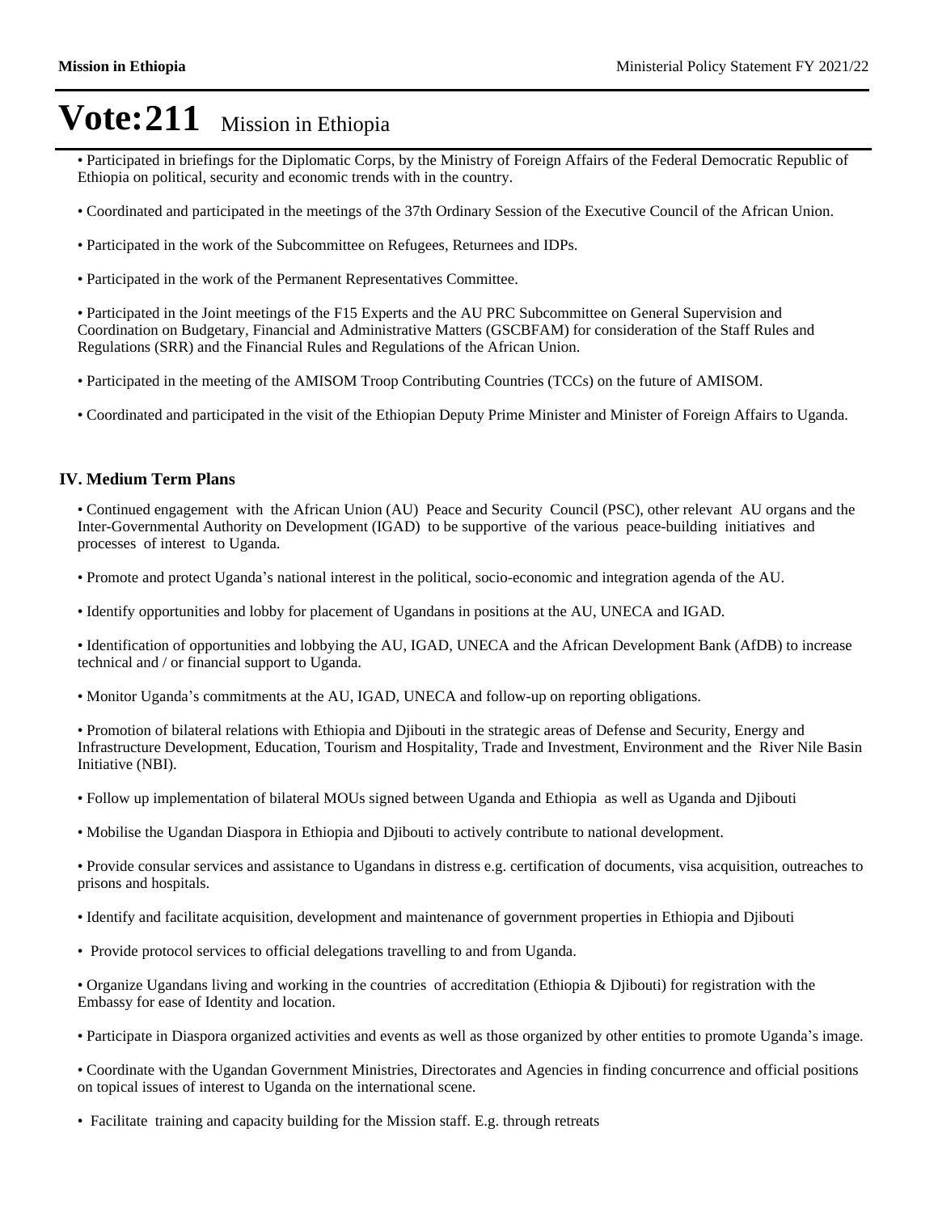# Vote:211 Mission in Ethiopia

• Participated in briefings for the Diplomatic Corps, by the Ministry of Foreign Affairs of the Federal Democratic Republic of Ethiopia on political, security and economic trends with in the country.

• Coordinated and participated in the meetings of the 37th Ordinary Session of the Executive Council of the African Union.

• Participated in the work of the Subcommittee on Refugees, Returnees and IDPs.

• Participated in the work of the Permanent Representatives Committee.

• Participated in the Joint meetings of the F15 Experts and the AU PRC Subcommittee on General Supervision and Coordination on Budgetary, Financial and Administrative Matters (GSCBFAM) for consideration of the Staff Rules and Regulations (SRR) and the Financial Rules and Regulations of the African Union.

• Participated in the meeting of the AMISOM Troop Contributing Countries (TCCs) on the future of AMISOM.

• Coordinated and participated in the visit of the Ethiopian Deputy Prime Minister and Minister of Foreign Affairs to Uganda.

## IV. Medium Term Plans

• Continued engagement with the African Union (AU) Peace and Security Council (PSC), other relevant AU organs and the Inter-Governmental Authority on Development (IGAD) to be supportive of the various peace-building initiatives and processes of interest to Uganda.

• Promote and protect Uganda's national interest in the political, socio-economic and integration agenda of the AU.

• Identify opportunities and lobby for placement of Ugandans in positions at the AU, UNECA and IGAD.

• Identification of opportunities and lobbying the AU, IGAD, UNECA and the African Development Bank (AfDB) to increase technical and / or financial support to Uganda.

• Monitor Uganda's commitments at the AU, IGAD, UNECA and follow-up on reporting obligations.

• Promotion of bilateral relations with Ethiopia and Djibouti in the strategic areas of Defense and Security, Energy and Infrastructure Development, Education, Tourism and Hospitality, Trade and Investment, Environment and the River Nile Basin Initiative (NBI).

• Follow up implementation of bilateral MOUs signed between Uganda and Ethiopia as well as Uganda and Djibouti

• Mobilise the Ugandan Diaspora in Ethiopia and Djibouti to actively contribute to national development.

• Provide consular services and assistance to Ugandans in distress e.g. certification of documents, visa acquisition, outreaches to prisons and hospitals.

• Identify and facilitate acquisition, development and maintenance of government properties in Ethiopia and Djibouti

• Provide protocol services to official delegations travelling to and from Uganda.

• Organize Ugandans living and working in the countries of accreditation (Ethiopia & Djibouti) for registration with the Embassy for ease of Identity and location.

• Participate in Diaspora organized activities and events as well as those organized by other entities to promote Uganda's image.

• Coordinate with the Ugandan Government Ministries, Directorates and Agencies in finding concurrence and official positions on topical issues of interest to Uganda on the international scene.

• Facilitate training and capacity building for the Mission staff. E.g. through retreats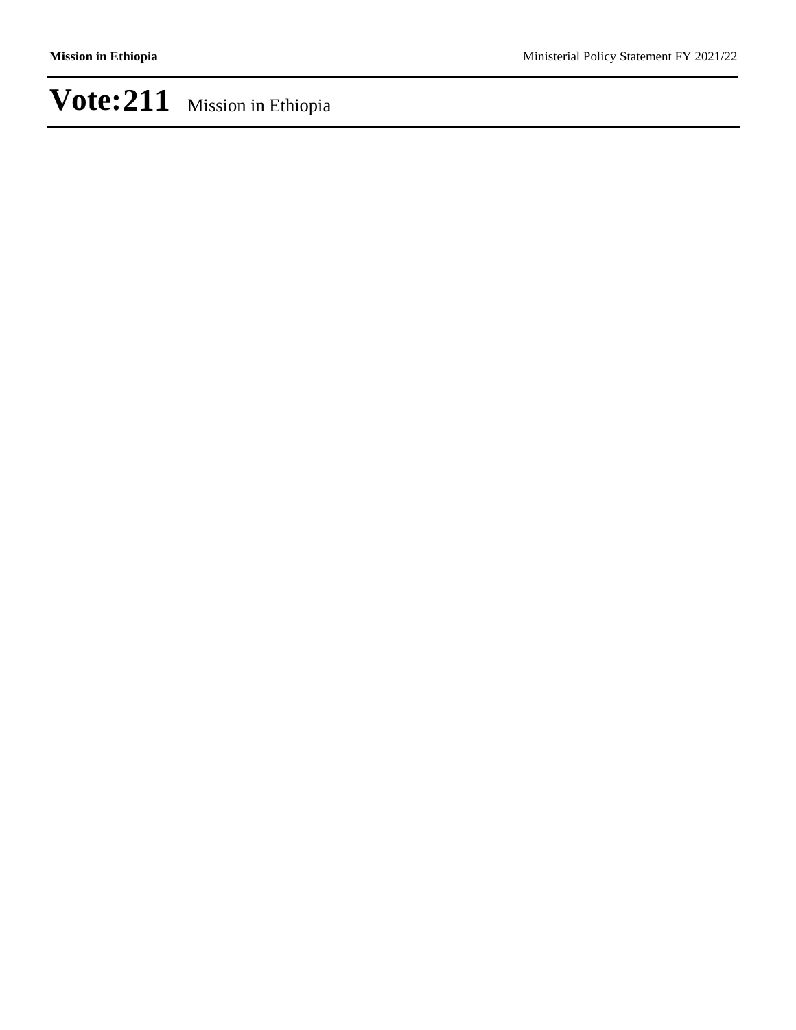# Vote:211 Mission in Ethiopia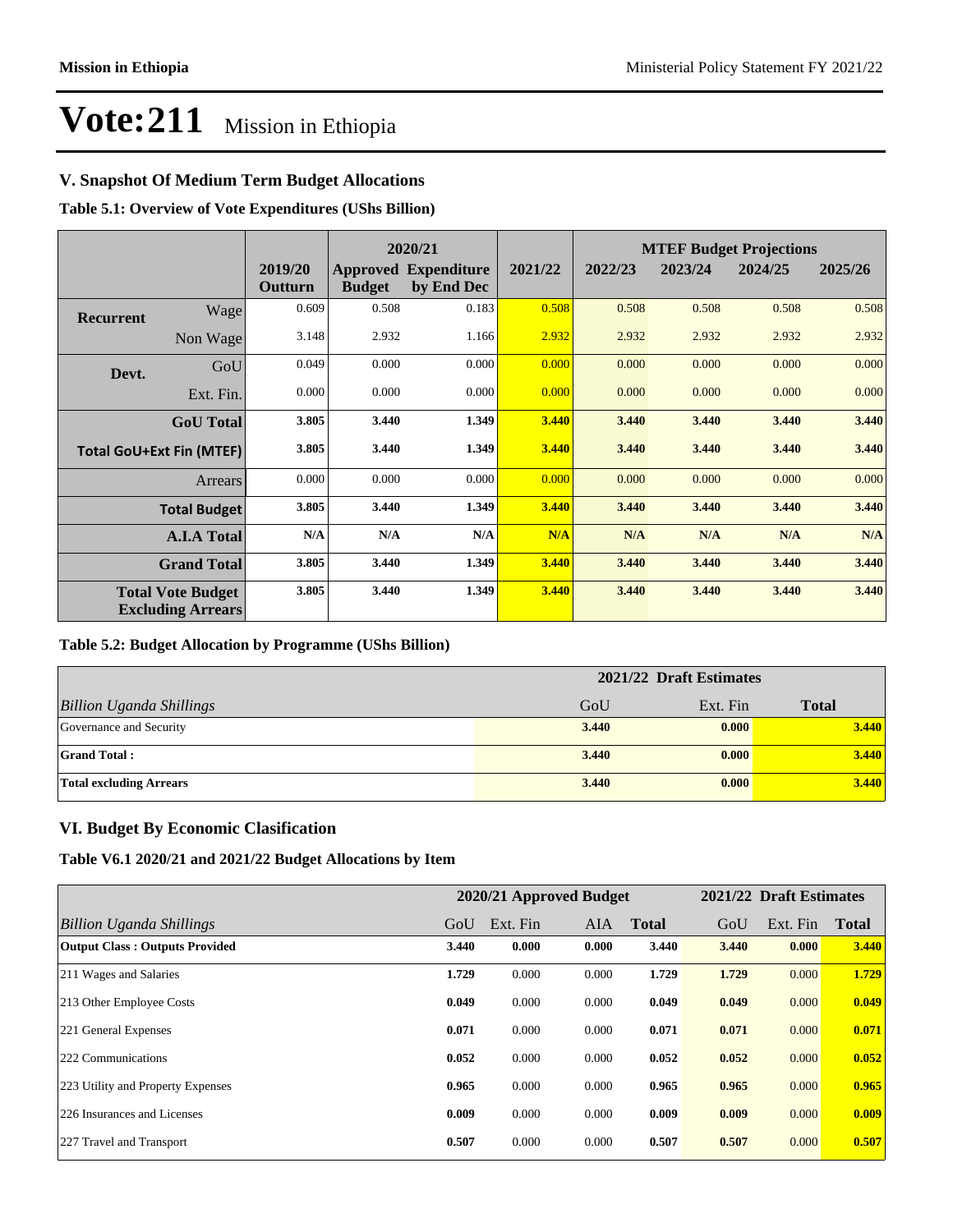# Vote:211 Mission in Ethiopia

## V. Snapshot Of Medium Term Budget Allocations

**Table 5.1: Overview of Vote Expenditures (UShs Billion)**

| | | | 2020/21 | | | MTEF Budget Projections | | | |
|---|---|---|---|---|---|---|---|---|---|
| | | 2019/20 Outturn | Approved Budget | Expenditure by End Dec | 2021/22 | 2022/23 | 2023/24 | 2024/25 | 2025/26 |
| **Recurrent** | Wage | 0.609 | 0.508 | 0.183 | 0.508 | 0.508 | 0.508 | 0.508 | 0.508 |
| | Non Wage | 3.148 | 2.932 | 1.166 | 2.932 | 2.932 | 2.932 | 2.932 | 2.932 |
| **Devt.** | GoU | 0.049 | 0.000 | 0.000 | 0.000 | 0.000 | 0.000 | 0.000 | 0.000 |
| | Ext. Fin. | 0.000 | 0.000 | 0.000 | 0.000 | 0.000 | 0.000 | 0.000 | 0.000 |
| | **GoU Total** | **3.805** | **3.440** | **1.349** | **3.440** | **3.440** | **3.440** | **3.440** | **3.440** |
| **Total GoU+Ext Fin (MTEF)** | | **3.805** | **3.440** | **1.349** | **3.440** | **3.440** | **3.440** | **3.440** | **3.440** |
| | Arrears | 0.000 | 0.000 | 0.000 | 0.000 | 0.000 | 0.000 | 0.000 | 0.000 |
| | **Total Budget** | **3.805** | **3.440** | **1.349** | **3.440** | **3.440** | **3.440** | **3.440** | **3.440** |
| | **A.I.A Total** | **N/A** | **N/A** | **N/A** | **N/A** | **N/A** | **N/A** | **N/A** | **N/A** |
| | **Grand Total** | **3.805** | **3.440** | **1.349** | **3.440** | **3.440** | **3.440** | **3.440** | **3.440** |
| **Total Vote Budget Excluding Arrears** | | **3.805** | **3.440** | **1.349** | **3.440** | **3.440** | **3.440** | **3.440** | **3.440** |

**Table 5.2: Budget Allocation by Programme (UShs Billion)**

| | 2021/22 Draft Estimates | | |
|---|---|---|---|
| *Billion Uganda Shillings* | GoU | Ext. Fin | **Total** |
| Governance and Security | **3.440** | **0.000** | **3.440** |
| **Grand Total :** | **3.440** | **0.000** | **3.440** |
| **Total excluding Arrears** | **3.440** | **0.000** | **3.440** |

## VI. Budget By Economic Clasification

**Table V6.1 2020/21 and 2021/22 Budget Allocations by Item**

| | 2020/21 Approved Budget | | | | 2021/22 Draft Estimates | | |
|---|---|---|---|---|---|---|---|
| *Billion Uganda Shillings* | GoU | Ext. Fin | AIA | **Total** | GoU | Ext. Fin | **Total** |
| **Output Class : Outputs Provided** | **3.440** | **0.000** | **0.000** | **3.440** | **3.440** | **0.000** | **3.440** |
| 211 Wages and Salaries | **1.729** | 0.000 | 0.000 | **1.729** | **1.729** | 0.000 | **1.729** |
| 213 Other Employee Costs | **0.049** | 0.000 | 0.000 | **0.049** | **0.049** | 0.000 | **0.049** |
| 221 General Expenses | **0.071** | 0.000 | 0.000 | **0.071** | **0.071** | 0.000 | **0.071** |
| 222 Communications | **0.052** | 0.000 | 0.000 | **0.052** | **0.052** | 0.000 | **0.052** |
| 223 Utility and Property Expenses | **0.965** | 0.000 | 0.000 | **0.965** | **0.965** | 0.000 | **0.965** |
| 226 Insurances and Licenses | **0.009** | 0.000 | 0.000 | **0.009** | **0.009** | 0.000 | **0.009** |
| 227 Travel and Transport | **0.507** | 0.000 | 0.000 | **0.507** | **0.507** | 0.000 | **0.507** |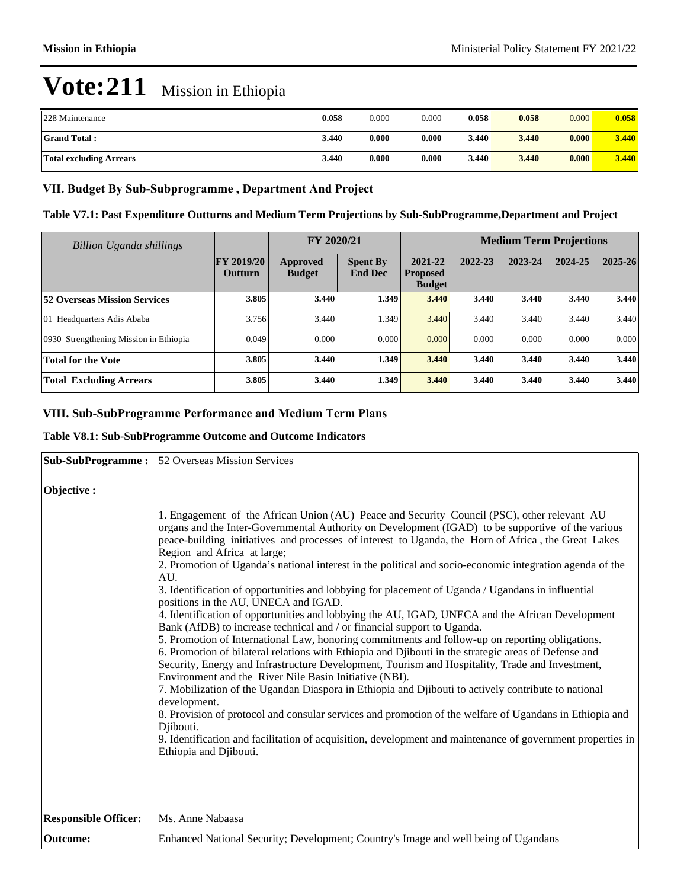# Vote:211 Mission in Ethiopia

| | | | | | | | |
|---|---|---|---|---|---|---|---|
| 228 Maintenance | **0.058** | 0.000 | 0.000 | **0.058** | **0.058** | 0.000 | **0.058** |
| **Grand Total :** | **3.440** | **0.000** | **0.000** | **3.440** | **3.440** | **0.000** | **3.440** |
| **Total excluding Arrears** | **3.440** | **0.000** | **0.000** | **3.440** | **3.440** | **0.000** | **3.440** |

## VII. Budget By Sub-Subprogramme , Department And Project

### Table V7.1: Past Expenditure Outturns and Medium Term Projections by Sub-SubProgramme,Department and Project

| *Billion Uganda shillings* | | FY 2020/21 | | | Medium Term Projections | | | |
|---|---|---|---|---|---|---|---|---|
| | **FY 2019/20 Outturn** | **Approved Budget** | **Spent By End Dec** | **2021-22 Proposed Budget** | **2022-23** | **2023-24** | **2024-25** | **2025-26** |
| **52 Overseas Mission Services** | **3.805** | **3.440** | **1.349** | **3.440** | **3.440** | **3.440** | **3.440** | **3.440** |
| 01 Headquarters Adis Ababa | 3.756 | 3.440 | 1.349 | 3.440 | 3.440 | 3.440 | 3.440 | 3.440 |
| 0930 Strengthening Mission in Ethiopia | 0.049 | 0.000 | 0.000 | 0.000 | 0.000 | 0.000 | 0.000 | 0.000 |
| **Total for the Vote** | **3.805** | **3.440** | **1.349** | **3.440** | **3.440** | **3.440** | **3.440** | **3.440** |
| **Total Excluding Arrears** | **3.805** | **3.440** | **1.349** | **3.440** | **3.440** | **3.440** | **3.440** | **3.440** |

## VIII. Sub-SubProgramme Performance and Medium Term Plans

### Table V8.1: Sub-SubProgramme Outcome and Outcome Indicators

**Sub-SubProgramme :** 52 Overseas Mission Services

**Objective :**

1. Engagement of the African Union (AU) Peace and Security Council (PSC), other relevant AU organs and the Inter-Governmental Authority on Development (IGAD) to be supportive of the various peace-building initiatives and processes of interest to Uganda, the Horn of Africa , the Great Lakes Region and Africa at large;
2. Promotion of Uganda's national interest in the political and socio-economic integration agenda of the AU.
3. Identification of opportunities and lobbying for placement of Uganda / Ugandans in influential positions in the AU, UNECA and IGAD.
4. Identification of opportunities and lobbying the AU, IGAD, UNECA and the African Development Bank (AfDB) to increase technical and / or financial support to Uganda.
5. Promotion of International Law, honoring commitments and follow-up on reporting obligations.
6. Promotion of bilateral relations with Ethiopia and Djibouti in the strategic areas of Defense and Security, Energy and Infrastructure Development, Tourism and Hospitality, Trade and Investment, Environment and the River Nile Basin Initiative (NBI).
7. Mobilization of the Ugandan Diaspora in Ethiopia and Djibouti to actively contribute to national development.
8. Provision of protocol and consular services and promotion of the welfare of Ugandans in Ethiopia and Djibouti.
9. Identification and facilitation of acquisition, development and maintenance of government properties in Ethiopia and Djibouti.

**Responsible Officer:** Ms. Anne Nabaasa

**Outcome:** Enhanced National Security; Development; Country's Image and well being of Ugandans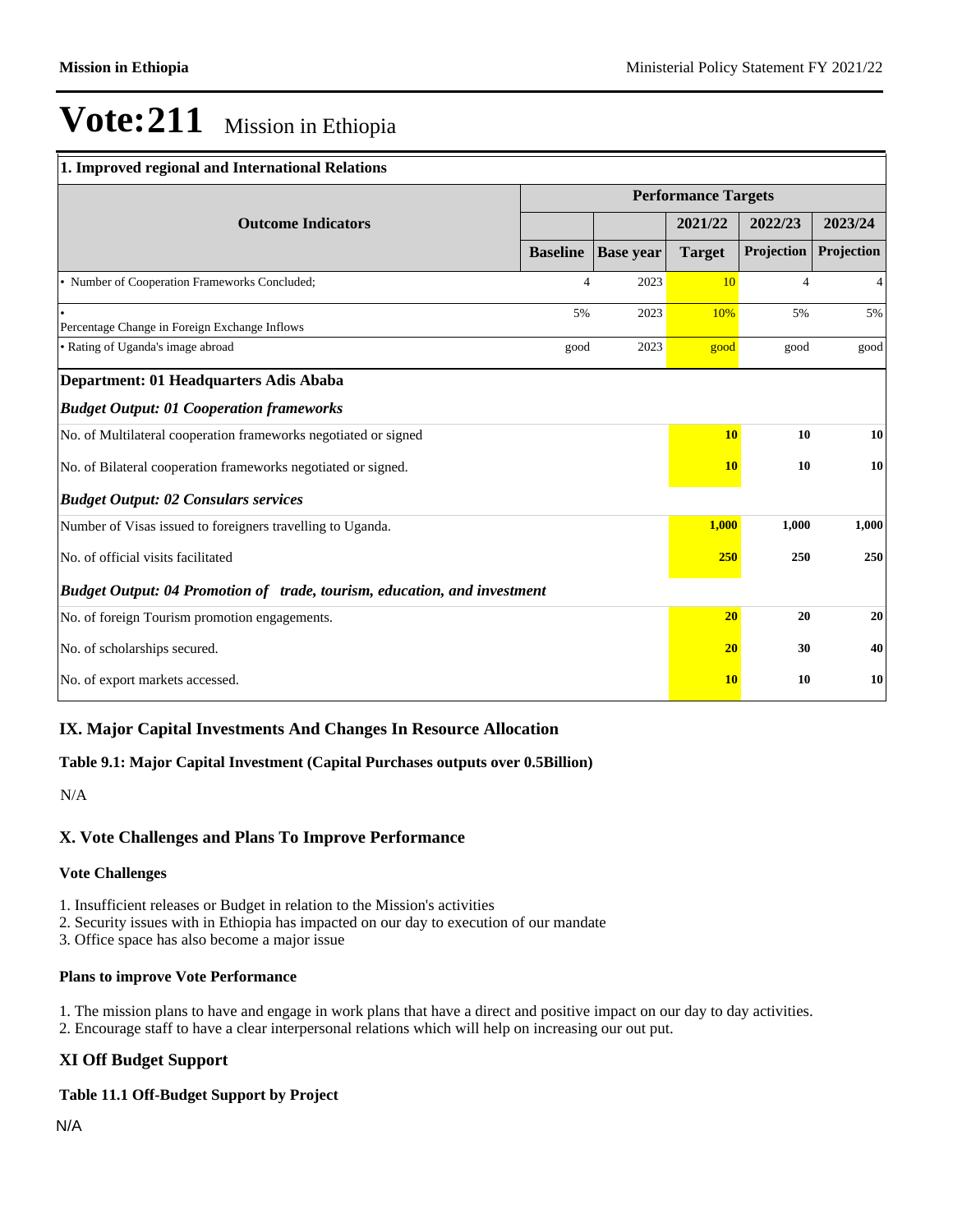# Vote:211 Mission in Ethiopia

| 1. Improved regional and International Relations | | | | | |
|---|---|---|---|---|---|
| **Outcome Indicators** | **Performance Targets** | | | | |
| | | | **2021/22** | **2022/23** | **2023/24** |
| | **Baseline** | **Base year** | **Target** | **Projection** | **Projection** |
| • Number of Cooperation Frameworks Concluded; | 4 | 2023 | 10 | 4 | 4 |
| • Percentage Change in Foreign Exchange Inflows | 5% | 2023 | 10% | 5% | 5% |
| • Rating of Uganda's image abroad | good | 2023 | good | good | good |
| **Department: 01 Headquarters Adis Ababa** | | | | | |
| ***Budget Output: 01 Cooperation frameworks*** | | | | | |
| No. of Multilateral cooperation frameworks negotiated or signed | | | **10** | **10** | **10** |
| No. of Bilateral cooperation frameworks negotiated or signed. | | | **10** | **10** | **10** |
| ***Budget Output: 02 Consulars services*** | | | | | |
| Number of Visas issued to foreigners travelling to Uganda. | | | **1,000** | **1,000** | **1,000** |
| No. of official visits facilitated | | | **250** | **250** | **250** |
| ***Budget Output: 04 Promotion of trade, tourism, education, and investment*** | | | | | |
| No. of foreign Tourism promotion engagements. | | | **20** | **20** | **20** |
| No. of scholarships secured. | | | **20** | **30** | **40** |
| No. of export markets accessed. | | | **10** | **10** | **10** |

## IX. Major Capital Investments And Changes In Resource Allocation

### Table 9.1: Major Capital Investment (Capital Purchases outputs over 0.5Billion)

N/A

## X. Vote Challenges and Plans To Improve Performance

### Vote Challenges

1. Insufficient releases or Budget in relation to the Mission's activities
2. Security issues with in Ethiopia has impacted on our day to execution of our mandate
3. Office space has also become a major issue

### Plans to improve Vote Performance

1. The mission plans to have and engage in work plans that have a direct and positive impact on our day to day activities.
2. Encourage staff to have a clear interpersonal relations which will help on increasing our out put.

## XI Off Budget Support

### Table 11.1 Off-Budget Support by Project

N/A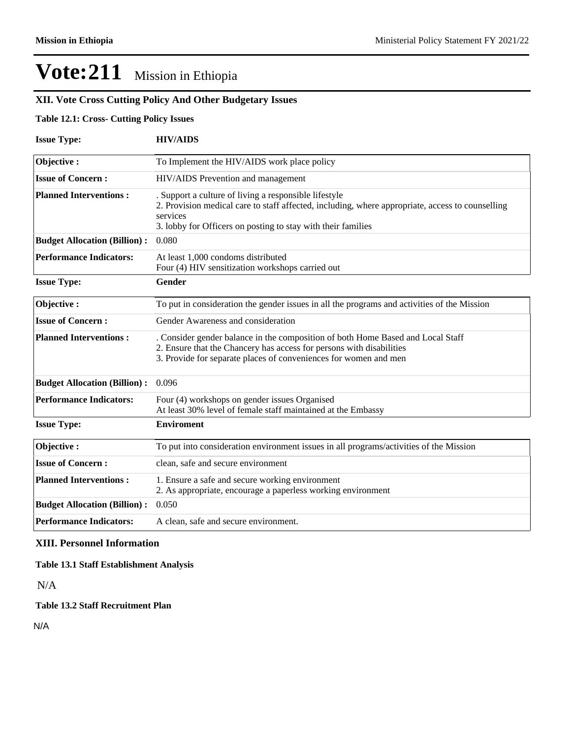# Vote:211 Mission in Ethiopia

## XII. Vote Cross Cutting Policy And Other Budgetary Issues

**Table 12.1: Cross- Cutting Policy Issues**

**Issue Type:** **HIV/AIDS**

| | |
|---|---|
| **Objective :** | To Implement the HIV/AIDS work place policy |
| **Issue of Concern :** | HIV/AIDS Prevention and management |
| **Planned Interventions :** | . Support a culture of living a responsible lifestyle<br>2. Provision medical care to staff affected, including, where appropriate, access to counselling services<br>3. lobby for Officers on posting to stay with their families |
| **Budget Allocation (Billion) :** | 0.080 |
| **Performance Indicators:** | At least 1,000 condoms distributed<br>Four (4) HIV sensitization workshops carried out |

**Issue Type:** **Gender**

| | |
|---|---|
| **Objective :** | To put in consideration the gender issues in all the programs and activities of the Mission |
| **Issue of Concern :** | Gender Awareness and consideration |
| **Planned Interventions :** | . Consider gender balance in the composition of both Home Based and Local Staff<br>2. Ensure that the Chancery has access for persons with disabilities<br>3. Provide for separate places of conveniences for women and men |
| **Budget Allocation (Billion) :** | 0.096 |
| **Performance Indicators:** | Four (4) workshops on gender issues Organised<br>At least 30% level of female staff maintained at the Embassy |

**Issue Type:** **Enviroment**

| | |
|---|---|
| **Objective :** | To put into consideration environment issues in all programs/activities of the Mission |
| **Issue of Concern :** | clean, safe and secure environment |
| **Planned Interventions :** | 1. Ensure a safe and secure working environment<br>2. As appropriate, encourage a paperless working environment |
| **Budget Allocation (Billion) :** | 0.050 |
| **Performance Indicators:** | A clean, safe and secure environment. |

## XIII. Personnel Information

**Table 13.1 Staff Establishment Analysis**

N/A

**Table 13.2 Staff Recruitment Plan**

N/A